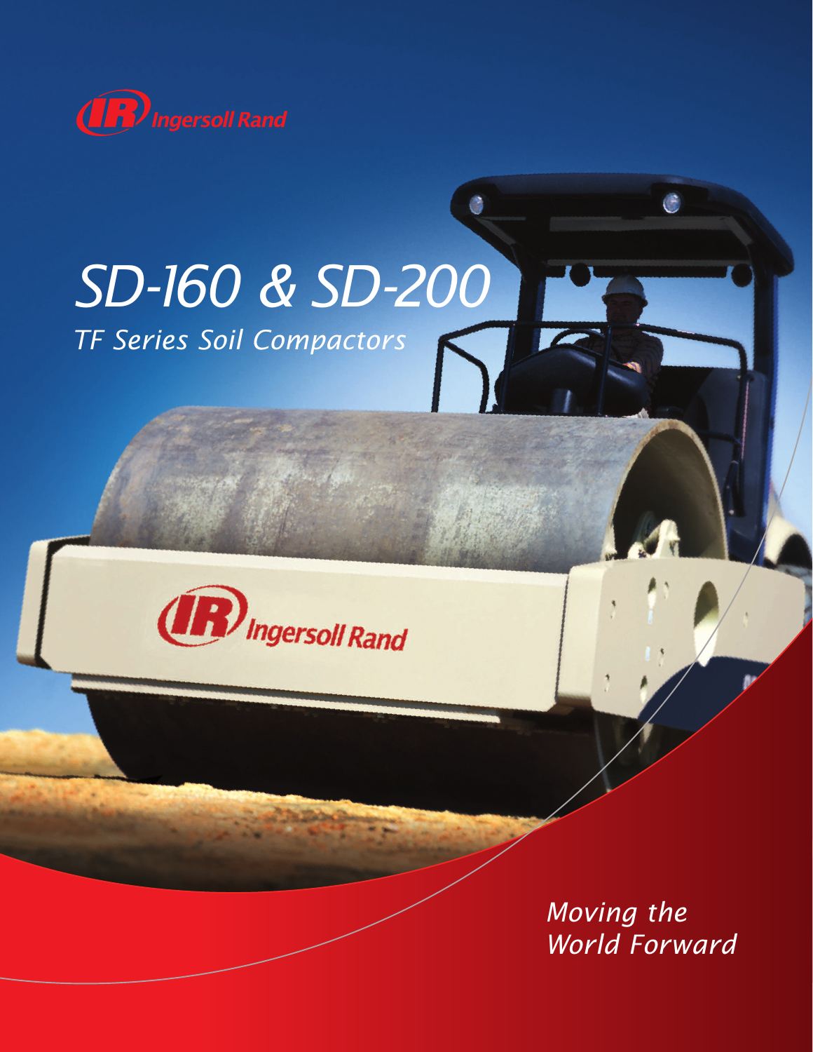Ingersoll Rand

# SD-160 & SD-200

## *TF Series Soil Compactors*

*Moving the World Forward*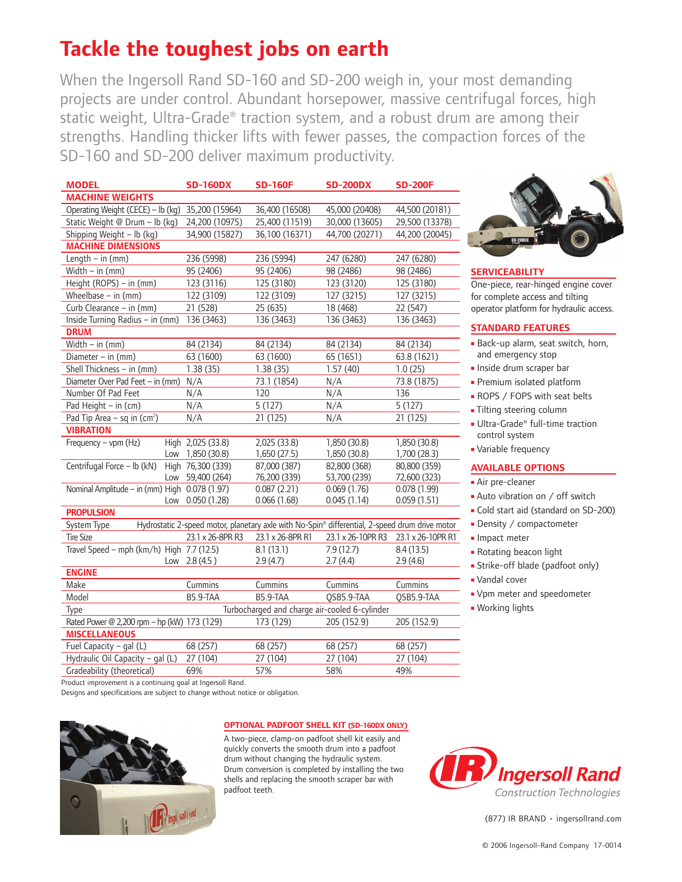# Tackle the toughest jobs on earth

When the Ingersoll Rand SD-160 and SD-200 weigh in, your most demanding projects are under control. Abundant horsepower, massive centrifugal forces, high static weight, Ultra-Grade® traction system, and a robust drum are among their strengths. Handling thicker lifts with fewer passes, the compaction forces of the SD-160 and SD-200 deliver maximum productivity.

| MODEL | | SD-160DX | SD-160F | SD-200DX | SD-200F |
|---|---|---|---|---|---|
| **MACHINE WEIGHTS** | | | | | |
| Operating Weight (CECE) – lb (kg) | | 35,200 (15964) | 36,400 (16508) | 45,000 (20408) | 44,500 (20181) |
| Static Weight @ Drum – lb (kg) | | 24,200 (10975) | 25,400 (11519) | 30,000 (13605) | 29,500 (13378) |
| Shipping Weight – lb (kg) | | 34,900 (15827) | 36,100 (16371) | 44,700 (20271) | 44,200 (20045) |
| **MACHINE DIMENSIONS** | | | | | |
| Length – in (mm) | | 236 (5998) | 236 (5994) | 247 (6280) | 247 (6280) |
| Width – in (mm) | | 95 (2406) | 95 (2406) | 98 (2486) | 98 (2486) |
| Height (ROPS) – in (mm) | | 123 (3116) | 125 (3180) | 123 (3120) | 125 (3180) |
| Wheelbase – in (mm) | | 122 (3109) | 122 (3109) | 127 (3215) | 127 (3215) |
| Curb Clearance – in (mm) | | 21 (528) | 25 (635) | 18 (468) | 22 (547) |
| Inside Turning Radius – in (mm) | | 136 (3463) | 136 (3463) | 136 (3463) | 136 (3463) |
| **DRUM** | | | | | |
| Width – in (mm) | | 84 (2134) | 84 (2134) | 84 (2134) | 84 (2134) |
| Diameter – in (mm) | | 63 (1600) | 63 (1600) | 65 (1651) | 63.8 (1621) |
| Shell Thickness – in (mm) | | 1.38 (35) | 1.38 (35) | 1.57 (40) | 1.0 (25) |
| Diameter Over Pad Feet – in (mm) | | N/A | 73.1 (1854) | N/A | 73.8 (1875) |
| Number Of Pad Feet | | N/A | 120 | N/A | 136 |
| Pad Height – in (cm) | | N/A | 5 (127) | N/A | 5 (127) |
| Pad Tip Area – sq in (cm²) | | N/A | 21 (125) | N/A | 21 (125) |
| **VIBRATION** | | | | | |
| Frequency – vpm (Hz) | High | 2,025 (33.8) | 2,025 (33.8) | 1,850 (30.8) | 1,850 (30.8) |
| | Low | 1,850 (30.8) | 1,650 (27.5) | 1,850 (30.8) | 1,700 (28.3) |
| Centrifugal Force – lb (kN) | High | 76,300 (339) | 87,000 (387) | 82,800 (368) | 80,800 (359) |
| | Low | 59,400 (264) | 76,200 (339) | 53,700 (239) | 72,600 (323) |
| Nominal Amplitude – in (mm) | High | 0.078 (1.97) | 0.087 (2.21) | 0.069 (1.76) | 0.078 (1.99) |
| | Low | 0.050 (1.28) | 0.066 (1.68) | 0.045 (1.14) | 0.059 (1.51) |
| **PROPULSION** | | | | | |
| System Type | | Hydrostatic 2-speed motor, planetary axle with No-Spin® differential, 2-speed drum drive motor | | | |
| Tire Size | | 23.1 x 26-8PR R3 | 23.1 x 26-8PR R1 | 23.1 x 26-10PR R3 | 23.1 x 26-10PR R1 |
| Travel Speed – mph (km/h) | High | 7.7 (12.5) | 8.1 (13.1) | 7.9 (12.7) | 8.4 (13.5) |
| | Low | 2.8 (4.5 ) | 2.9 (4.7) | 2.7 (4.4) | 2.9 (4.6) |
| **ENGINE** | | | | | |
| Make | | Cummins | Cummins | Cummins | Cummins |
| Model | | B5.9-TAA | B5.9-TAA | QSB5.9-TAA | QSB5.9-TAA |
| Type | | Turbocharged and charge air-cooled 6-cylinder | | | |
| Rated Power @ 2,200 rpm – hp (kW) | | 173 (129) | 173 (129) | 205 (152.9) | 205 (152.9) |
| **MISCELLANEOUS** | | | | | |
| Fuel Capacity – gal (L) | | 68 (257) | 68 (257) | 68 (257) | 68 (257) |
| Hydraulic Oil Capacity – gal (L) | | 27 (104) | 27 (104) | 27 (104) | 27 (104) |
| Gradeability (theoretical) | | 69% | 57% | 58% | 49% |

Product improvement is a continuing goal at Ingersoll Rand.
Designs and specifications are subject to change without notice or obligation.

## SERVICEABILITY

One-piece, rear-hinged engine cover for complete access and tilting operator platform for hydraulic access.

## STANDARD FEATURES

- Back-up alarm, seat switch, horn, and emergency stop
- Inside drum scraper bar
- Premium isolated platform
- ROPS / FOPS with seat belts
- Tilting steering column
- Ultra-Grade® full-time traction control system
- Variable frequency

## AVAILABLE OPTIONS

- Air pre-cleaner
- Auto vibration on / off switch
- Cold start aid (standard on SD-200)
- Density / compactometer
- Impact meter
- Rotating beacon light
- Strike-off blade (padfoot only)
- Vandal cover
- Vpm meter and speedometer
- Working lights

## OPTIONAL PADFOOT SHELL KIT (SD-160DX ONLY)

A two-piece, clamp-on padfoot shell kit easily and quickly converts the smooth drum into a padfoot drum without changing the hydraulic system. Drum conversion is completed by installing the two shells and replacing the smooth scraper bar with padfoot teeth.

Ingersoll Rand
Construction Technologies

(877) IR BRAND • ingersollrand.com

© 2006 Ingersoll-Rand Company 17-0014